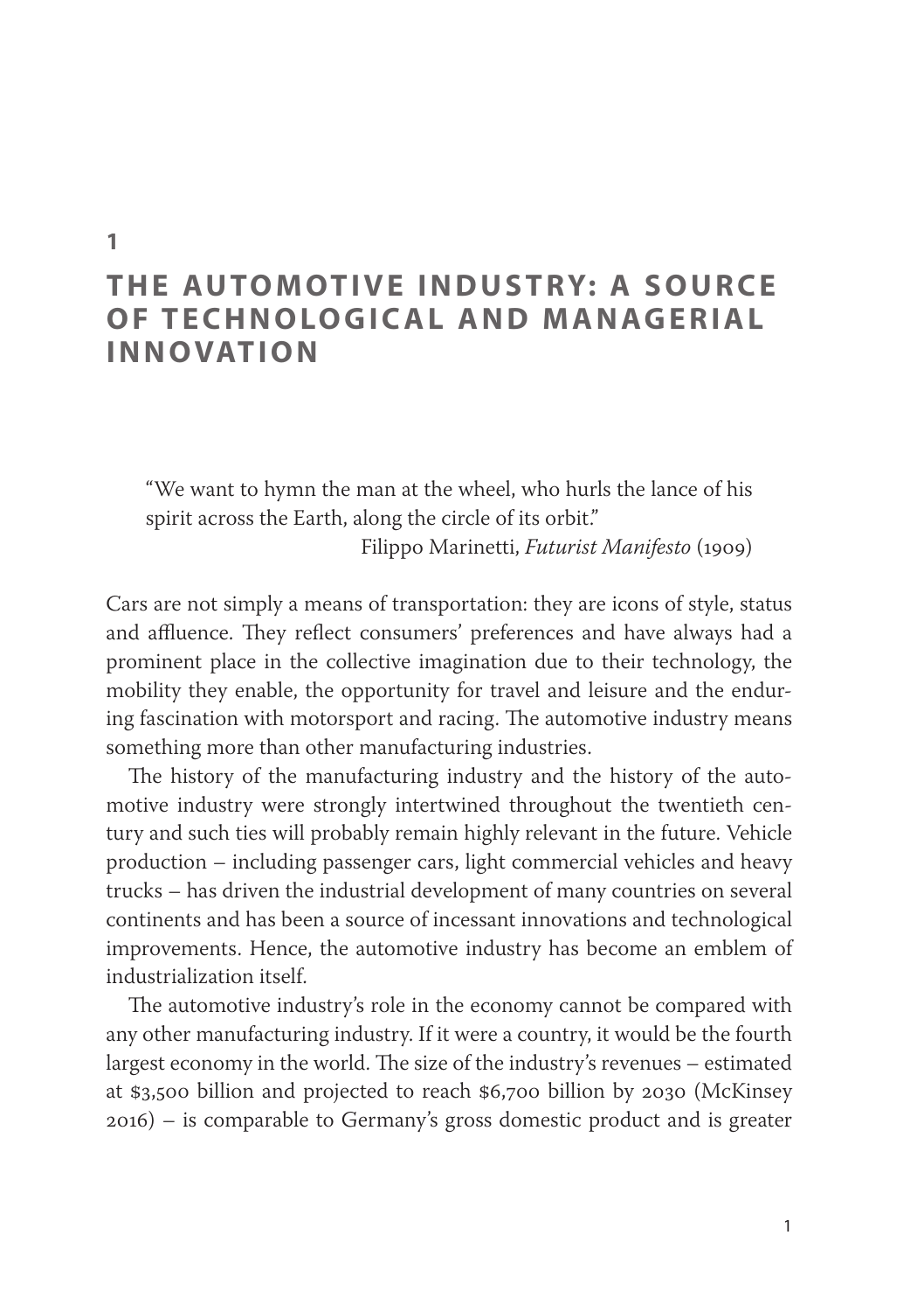# 1

# THE AUTOMOTIVE INDUSTRY: A SOURCE OF TECHNOLOGICAL AND MANAGERIAL INNOVATION

> "We want to hymn the man at the wheel, who hurls the lance of his spirit across the Earth, along the circle of its orbit."
>
> Filippo Marinetti, *Futurist Manifesto* (1909)

Cars are not simply a means of transportation: they are icons of style, status and affluence. They reflect consumers' preferences and have always had a prominent place in the collective imagination due to their technology, the mobility they enable, the opportunity for travel and leisure and the enduring fascination with motorsport and racing. The automotive industry means something more than other manufacturing industries.

The history of the manufacturing industry and the history of the automotive industry were strongly intertwined throughout the twentieth century and such ties will probably remain highly relevant in the future. Vehicle production – including passenger cars, light commercial vehicles and heavy trucks – has driven the industrial development of many countries on several continents and has been a source of incessant innovations and technological improvements. Hence, the automotive industry has become an emblem of industrialization itself.

The automotive industry's role in the economy cannot be compared with any other manufacturing industry. If it were a country, it would be the fourth largest economy in the world. The size of the industry's revenues – estimated at $3,500 billion and projected to reach $6,700 billion by 2030 (McKinsey 2016) – is comparable to Germany's gross domestic product and is greater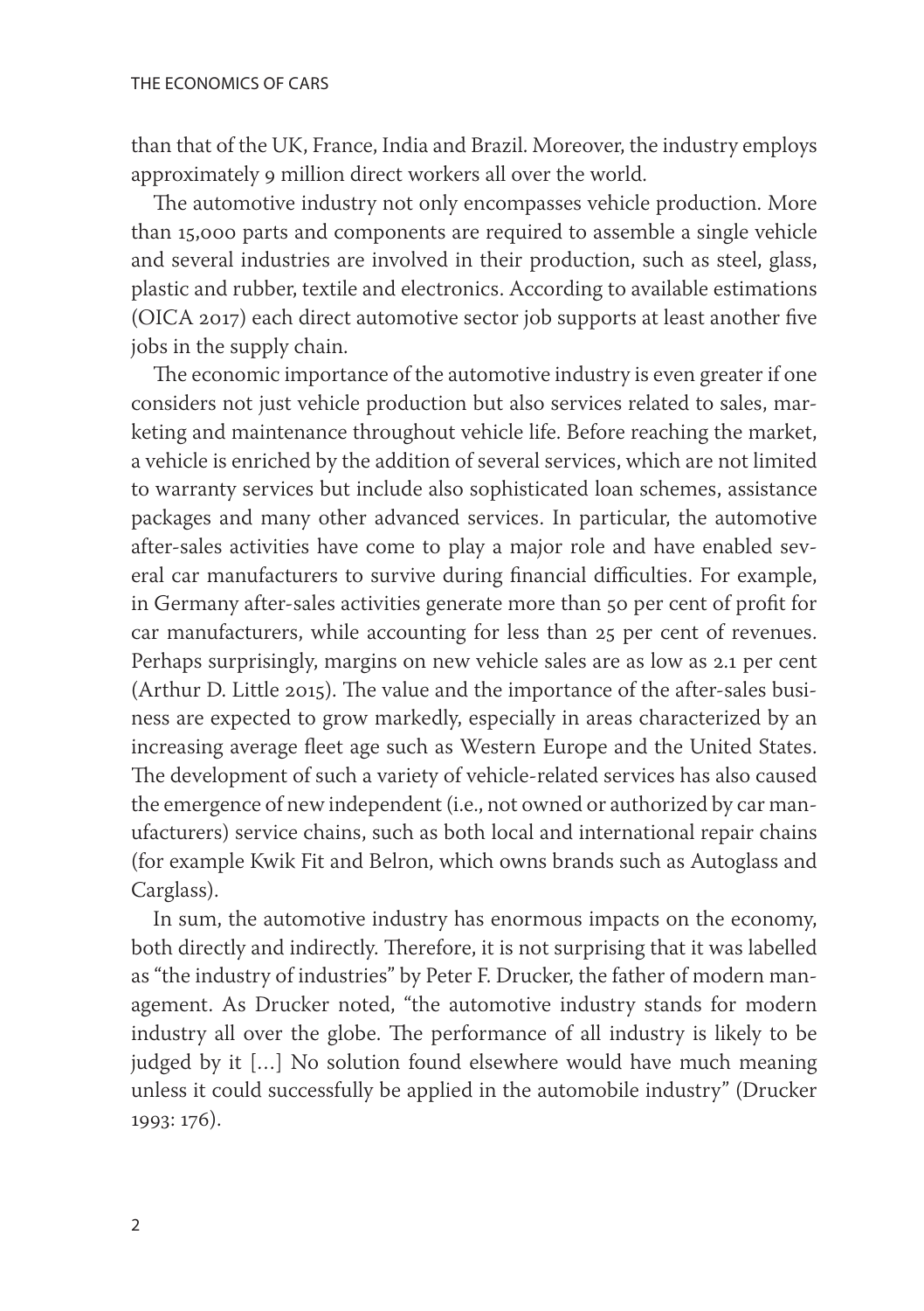than that of the UK, France, India and Brazil. Moreover, the industry employs approximately 9 million direct workers all over the world.

The automotive industry not only encompasses vehicle production. More than 15,000 parts and components are required to assemble a single vehicle and several industries are involved in their production, such as steel, glass, plastic and rubber, textile and electronics. According to available estimations (OICA 2017) each direct automotive sector job supports at least another five jobs in the supply chain.

The economic importance of the automotive industry is even greater if one considers not just vehicle production but also services related to sales, marketing and maintenance throughout vehicle life. Before reaching the market, a vehicle is enriched by the addition of several services, which are not limited to warranty services but include also sophisticated loan schemes, assistance packages and many other advanced services. In particular, the automotive after-sales activities have come to play a major role and have enabled several car manufacturers to survive during financial difficulties. For example, in Germany after-sales activities generate more than 50 per cent of profit for car manufacturers, while accounting for less than 25 per cent of revenues. Perhaps surprisingly, margins on new vehicle sales are as low as 2.1 per cent (Arthur D. Little 2015). The value and the importance of the after-sales business are expected to grow markedly, especially in areas characterized by an increasing average fleet age such as Western Europe and the United States. The development of such a variety of vehicle-related services has also caused the emergence of new independent (i.e., not owned or authorized by car manufacturers) service chains, such as both local and international repair chains (for example Kwik Fit and Belron, which owns brands such as Autoglass and Carglass).

In sum, the automotive industry has enormous impacts on the economy, both directly and indirectly. Therefore, it is not surprising that it was labelled as "the industry of industries" by Peter F. Drucker, the father of modern management. As Drucker noted, "the automotive industry stands for modern industry all over the globe. The performance of all industry is likely to be judged by it [...] No solution found elsewhere would have much meaning unless it could successfully be applied in the automobile industry" (Drucker 1993: 176).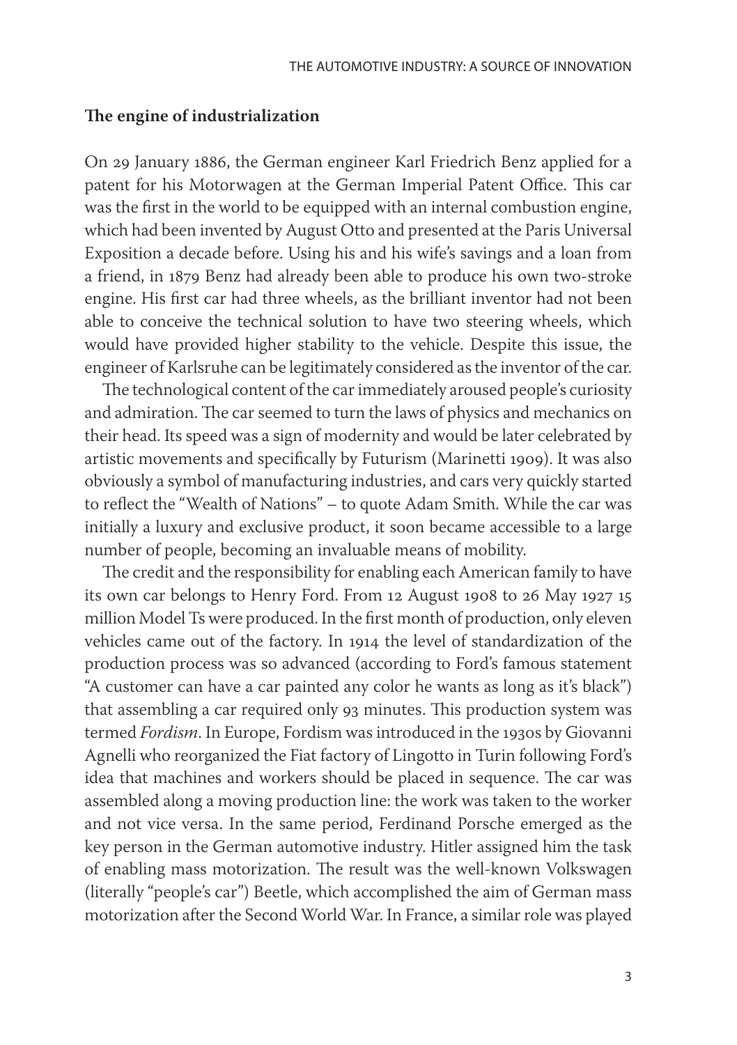## The engine of industrialization

On 29 January 1886, the German engineer Karl Friedrich Benz applied for a patent for his Motorwagen at the German Imperial Patent Office. This car was the first in the world to be equipped with an internal combustion engine, which had been invented by August Otto and presented at the Paris Universal Exposition a decade before. Using his and his wife's savings and a loan from a friend, in 1879 Benz had already been able to produce his own two-stroke engine. His first car had three wheels, as the brilliant inventor had not been able to conceive the technical solution to have two steering wheels, which would have provided higher stability to the vehicle. Despite this issue, the engineer of Karlsruhe can be legitimately considered as the inventor of the car.

The technological content of the car immediately aroused people's curiosity and admiration. The car seemed to turn the laws of physics and mechanics on their head. Its speed was a sign of modernity and would be later celebrated by artistic movements and specifically by Futurism (Marinetti 1909). It was also obviously a symbol of manufacturing industries, and cars very quickly started to reflect the "Wealth of Nations" – to quote Adam Smith. While the car was initially a luxury and exclusive product, it soon became accessible to a large number of people, becoming an invaluable means of mobility.

The credit and the responsibility for enabling each American family to have its own car belongs to Henry Ford. From 12 August 1908 to 26 May 1927 15 million Model Ts were produced. In the first month of production, only eleven vehicles came out of the factory. In 1914 the level of standardization of the production process was so advanced (according to Ford's famous statement "A customer can have a car painted any color he wants as long as it's black") that assembling a car required only 93 minutes. This production system was termed *Fordism*. In Europe, Fordism was introduced in the 1930s by Giovanni Agnelli who reorganized the Fiat factory of Lingotto in Turin following Ford's idea that machines and workers should be placed in sequence. The car was assembled along a moving production line: the work was taken to the worker and not vice versa. In the same period, Ferdinand Porsche emerged as the key person in the German automotive industry. Hitler assigned him the task of enabling mass motorization. The result was the well-known Volkswagen (literally "people's car") Beetle, which accomplished the aim of German mass motorization after the Second World War. In France, a similar role was played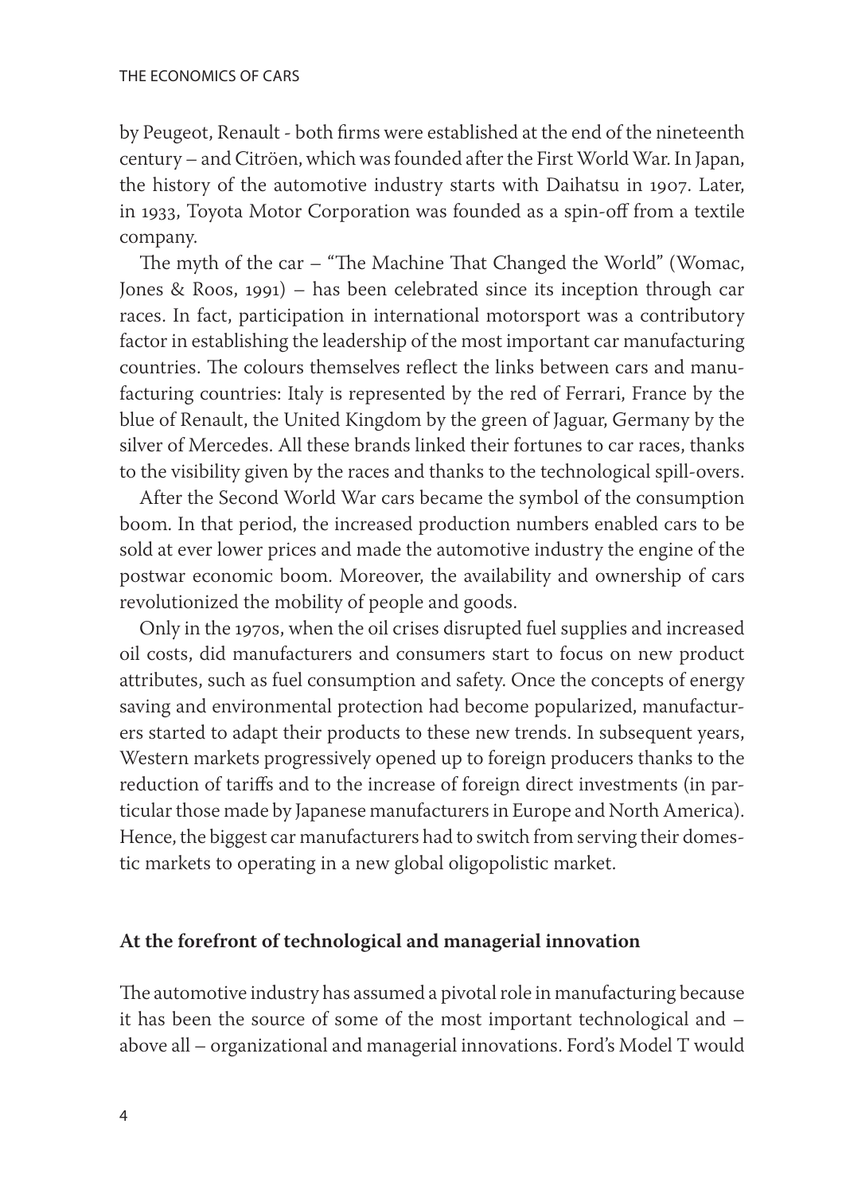by Peugeot, Renault - both firms were established at the end of the nineteenth century – and Citröen, which was founded after the First World War. In Japan, the history of the automotive industry starts with Daihatsu in 1907. Later, in 1933, Toyota Motor Corporation was founded as a spin-off from a textile company.

The myth of the car – "The Machine That Changed the World" (Womac, Jones & Roos, 1991) – has been celebrated since its inception through car races. In fact, participation in international motorsport was a contributory factor in establishing the leadership of the most important car manufacturing countries. The colours themselves reflect the links between cars and manufacturing countries: Italy is represented by the red of Ferrari, France by the blue of Renault, the United Kingdom by the green of Jaguar, Germany by the silver of Mercedes. All these brands linked their fortunes to car races, thanks to the visibility given by the races and thanks to the technological spill-overs.

After the Second World War cars became the symbol of the consumption boom. In that period, the increased production numbers enabled cars to be sold at ever lower prices and made the automotive industry the engine of the postwar economic boom. Moreover, the availability and ownership of cars revolutionized the mobility of people and goods.

Only in the 1970s, when the oil crises disrupted fuel supplies and increased oil costs, did manufacturers and consumers start to focus on new product attributes, such as fuel consumption and safety. Once the concepts of energy saving and environmental protection had become popularized, manufacturers started to adapt their products to these new trends. In subsequent years, Western markets progressively opened up to foreign producers thanks to the reduction of tariffs and to the increase of foreign direct investments (in particular those made by Japanese manufacturers in Europe and North America). Hence, the biggest car manufacturers had to switch from serving their domestic markets to operating in a new global oligopolistic market.

## At the forefront of technological and managerial innovation

The automotive industry has assumed a pivotal role in manufacturing because it has been the source of some of the most important technological and – above all – organizational and managerial innovations. Ford's Model T would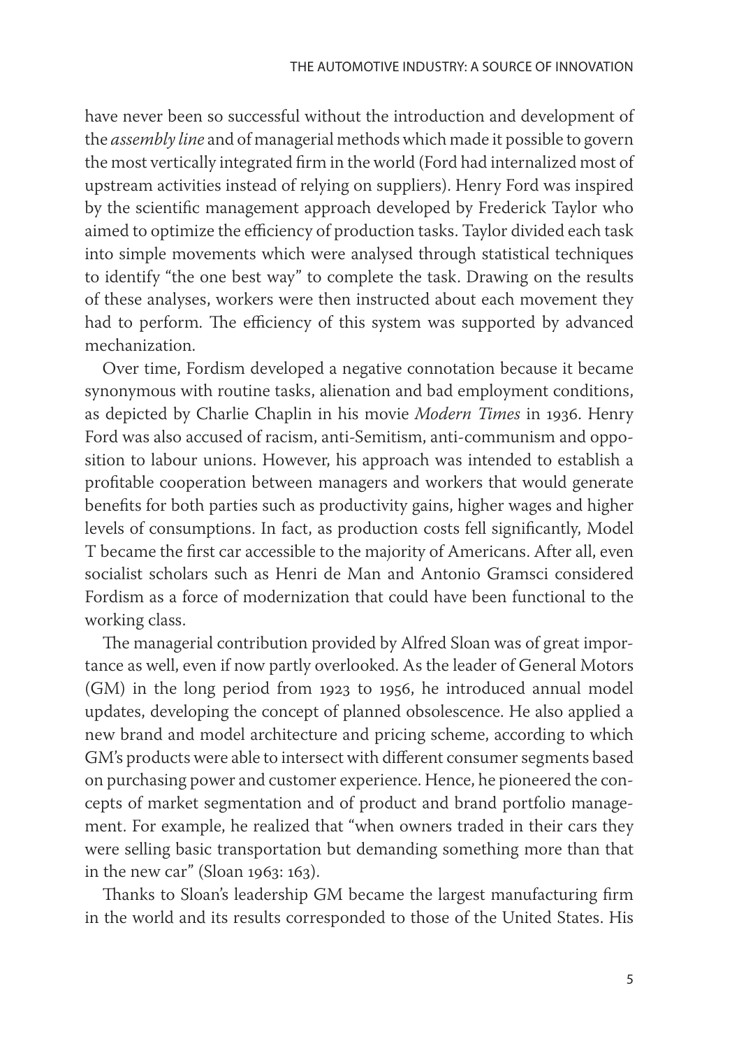have never been so successful without the introduction and development of the *assembly line* and of managerial methods which made it possible to govern the most vertically integrated firm in the world (Ford had internalized most of upstream activities instead of relying on suppliers). Henry Ford was inspired by the scientific management approach developed by Frederick Taylor who aimed to optimize the efficiency of production tasks. Taylor divided each task into simple movements which were analysed through statistical techniques to identify "the one best way" to complete the task. Drawing on the results of these analyses, workers were then instructed about each movement they had to perform. The efficiency of this system was supported by advanced mechanization.

Over time, Fordism developed a negative connotation because it became synonymous with routine tasks, alienation and bad employment conditions, as depicted by Charlie Chaplin in his movie *Modern Times* in 1936. Henry Ford was also accused of racism, anti-Semitism, anti-communism and opposition to labour unions. However, his approach was intended to establish a profitable cooperation between managers and workers that would generate benefits for both parties such as productivity gains, higher wages and higher levels of consumptions. In fact, as production costs fell significantly, Model T became the first car accessible to the majority of Americans. After all, even socialist scholars such as Henri de Man and Antonio Gramsci considered Fordism as a force of modernization that could have been functional to the working class.

The managerial contribution provided by Alfred Sloan was of great importance as well, even if now partly overlooked. As the leader of General Motors (GM) in the long period from 1923 to 1956, he introduced annual model updates, developing the concept of planned obsolescence. He also applied a new brand and model architecture and pricing scheme, according to which GM's products were able to intersect with different consumer segments based on purchasing power and customer experience. Hence, he pioneered the concepts of market segmentation and of product and brand portfolio management. For example, he realized that "when owners traded in their cars they were selling basic transportation but demanding something more than that in the new car" (Sloan 1963: 163).

Thanks to Sloan's leadership GM became the largest manufacturing firm in the world and its results corresponded to those of the United States. His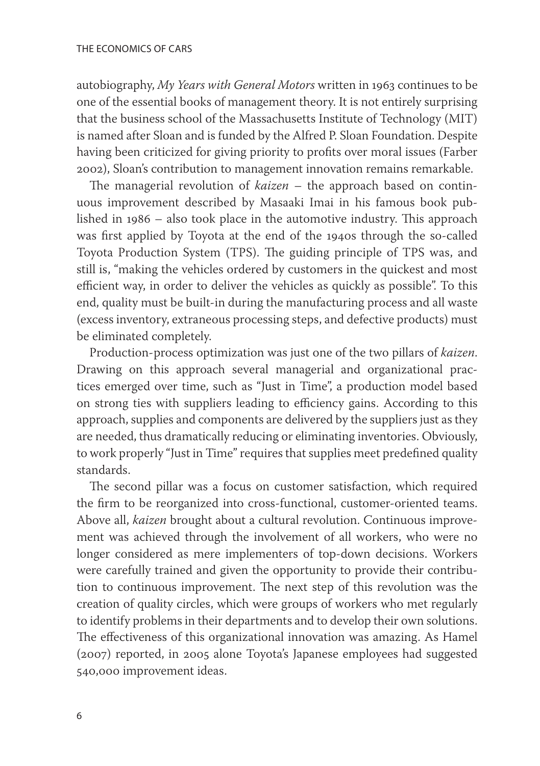autobiography, *My Years with General Motors* written in 1963 continues to be one of the essential books of management theory. It is not entirely surprising that the business school of the Massachusetts Institute of Technology (MIT) is named after Sloan and is funded by the Alfred P. Sloan Foundation. Despite having been criticized for giving priority to profits over moral issues (Farber 2002), Sloan's contribution to management innovation remains remarkable.

The managerial revolution of *kaizen* – the approach based on continuous improvement described by Masaaki Imai in his famous book published in 1986 – also took place in the automotive industry. This approach was first applied by Toyota at the end of the 1940s through the so-called Toyota Production System (TPS). The guiding principle of TPS was, and still is, "making the vehicles ordered by customers in the quickest and most efficient way, in order to deliver the vehicles as quickly as possible". To this end, quality must be built-in during the manufacturing process and all waste (excess inventory, extraneous processing steps, and defective products) must be eliminated completely.

Production-process optimization was just one of the two pillars of *kaizen*. Drawing on this approach several managerial and organizational practices emerged over time, such as "Just in Time", a production model based on strong ties with suppliers leading to efficiency gains. According to this approach, supplies and components are delivered by the suppliers just as they are needed, thus dramatically reducing or eliminating inventories. Obviously, to work properly "Just in Time" requires that supplies meet predefined quality standards.

The second pillar was a focus on customer satisfaction, which required the firm to be reorganized into cross-functional, customer-oriented teams. Above all, *kaizen* brought about a cultural revolution. Continuous improvement was achieved through the involvement of all workers, who were no longer considered as mere implementers of top-down decisions. Workers were carefully trained and given the opportunity to provide their contribution to continuous improvement. The next step of this revolution was the creation of quality circles, which were groups of workers who met regularly to identify problems in their departments and to develop their own solutions. The effectiveness of this organizational innovation was amazing. As Hamel (2007) reported, in 2005 alone Toyota's Japanese employees had suggested 540,000 improvement ideas.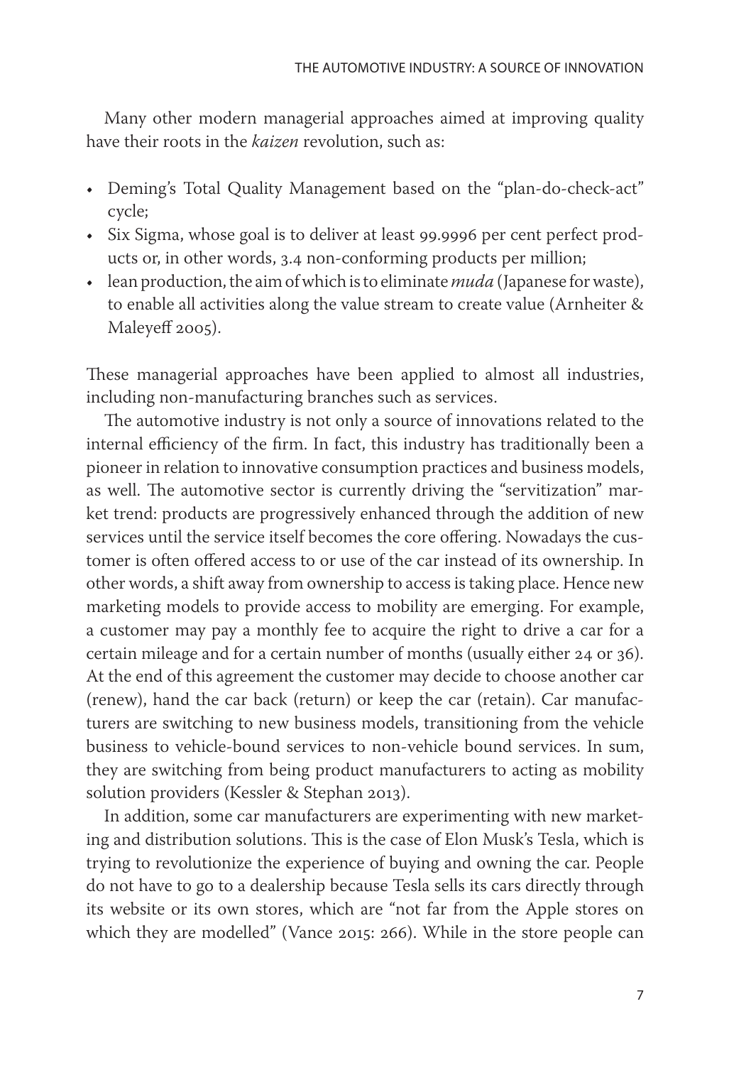Many other modern managerial approaches aimed at improving quality have their roots in the *kaizen* revolution, such as:

- Deming's Total Quality Management based on the "plan-do-check-act" cycle;
- Six Sigma, whose goal is to deliver at least 99.9996 per cent perfect products or, in other words, 3.4 non-conforming products per million;
- lean production, the aim of which is to eliminate *muda* (Japanese for waste), to enable all activities along the value stream to create value (Arnheiter & Maleyeff 2005).

These managerial approaches have been applied to almost all industries, including non-manufacturing branches such as services.

The automotive industry is not only a source of innovations related to the internal efficiency of the firm. In fact, this industry has traditionally been a pioneer in relation to innovative consumption practices and business models, as well. The automotive sector is currently driving the "servitization" market trend: products are progressively enhanced through the addition of new services until the service itself becomes the core offering. Nowadays the customer is often offered access to or use of the car instead of its ownership. In other words, a shift away from ownership to access is taking place. Hence new marketing models to provide access to mobility are emerging. For example, a customer may pay a monthly fee to acquire the right to drive a car for a certain mileage and for a certain number of months (usually either 24 or 36). At the end of this agreement the customer may decide to choose another car (renew), hand the car back (return) or keep the car (retain). Car manufacturers are switching to new business models, transitioning from the vehicle business to vehicle-bound services to non-vehicle bound services. In sum, they are switching from being product manufacturers to acting as mobility solution providers (Kessler & Stephan 2013).

In addition, some car manufacturers are experimenting with new marketing and distribution solutions. This is the case of Elon Musk's Tesla, which is trying to revolutionize the experience of buying and owning the car. People do not have to go to a dealership because Tesla sells its cars directly through its website or its own stores, which are "not far from the Apple stores on which they are modelled" (Vance 2015: 266). While in the store people can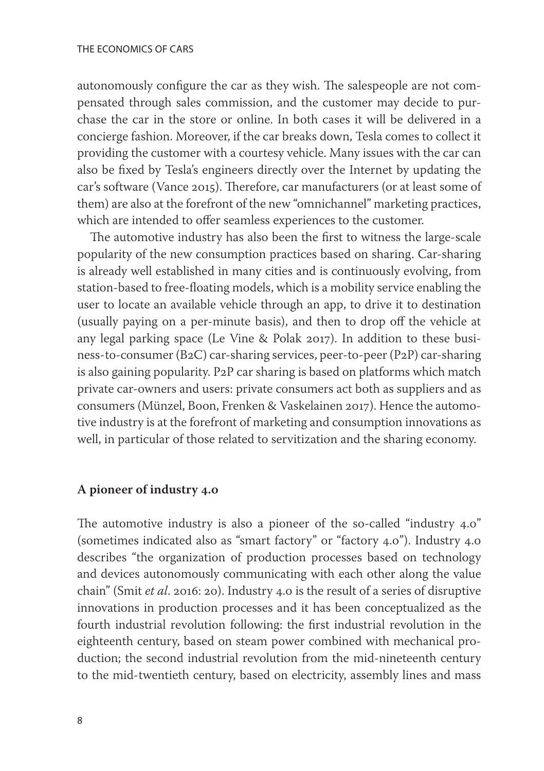autonomously configure the car as they wish. The salespeople are not compensated through sales commission, and the customer may decide to purchase the car in the store or online. In both cases it will be delivered in a concierge fashion. Moreover, if the car breaks down, Tesla comes to collect it providing the customer with a courtesy vehicle. Many issues with the car can also be fixed by Tesla's engineers directly over the Internet by updating the car's software (Vance 2015). Therefore, car manufacturers (or at least some of them) are also at the forefront of the new "omnichannel" marketing practices, which are intended to offer seamless experiences to the customer.

The automotive industry has also been the first to witness the large-scale popularity of the new consumption practices based on sharing. Car-sharing is already well established in many cities and is continuously evolving, from station-based to free-floating models, which is a mobility service enabling the user to locate an available vehicle through an app, to drive it to destination (usually paying on a per-minute basis), and then to drop off the vehicle at any legal parking space (Le Vine & Polak 2017). In addition to these business-to-consumer (B2C) car-sharing services, peer-to-peer (P2P) car-sharing is also gaining popularity. P2P car sharing is based on platforms which match private car-owners and users: private consumers act both as suppliers and as consumers (Münzel, Boon, Frenken & Vaskelainen 2017). Hence the automotive industry is at the forefront of marketing and consumption innovations as well, in particular of those related to servitization and the sharing economy.

## A pioneer of industry 4.0

The automotive industry is also a pioneer of the so-called "industry 4.0" (sometimes indicated also as "smart factory" or "factory 4.0"). Industry 4.0 describes "the organization of production processes based on technology and devices autonomously communicating with each other along the value chain" (Smit *et al*. 2016: 20). Industry 4.0 is the result of a series of disruptive innovations in production processes and it has been conceptualized as the fourth industrial revolution following: the first industrial revolution in the eighteenth century, based on steam power combined with mechanical production; the second industrial revolution from the mid-nineteenth century to the mid-twentieth century, based on electricity, assembly lines and mass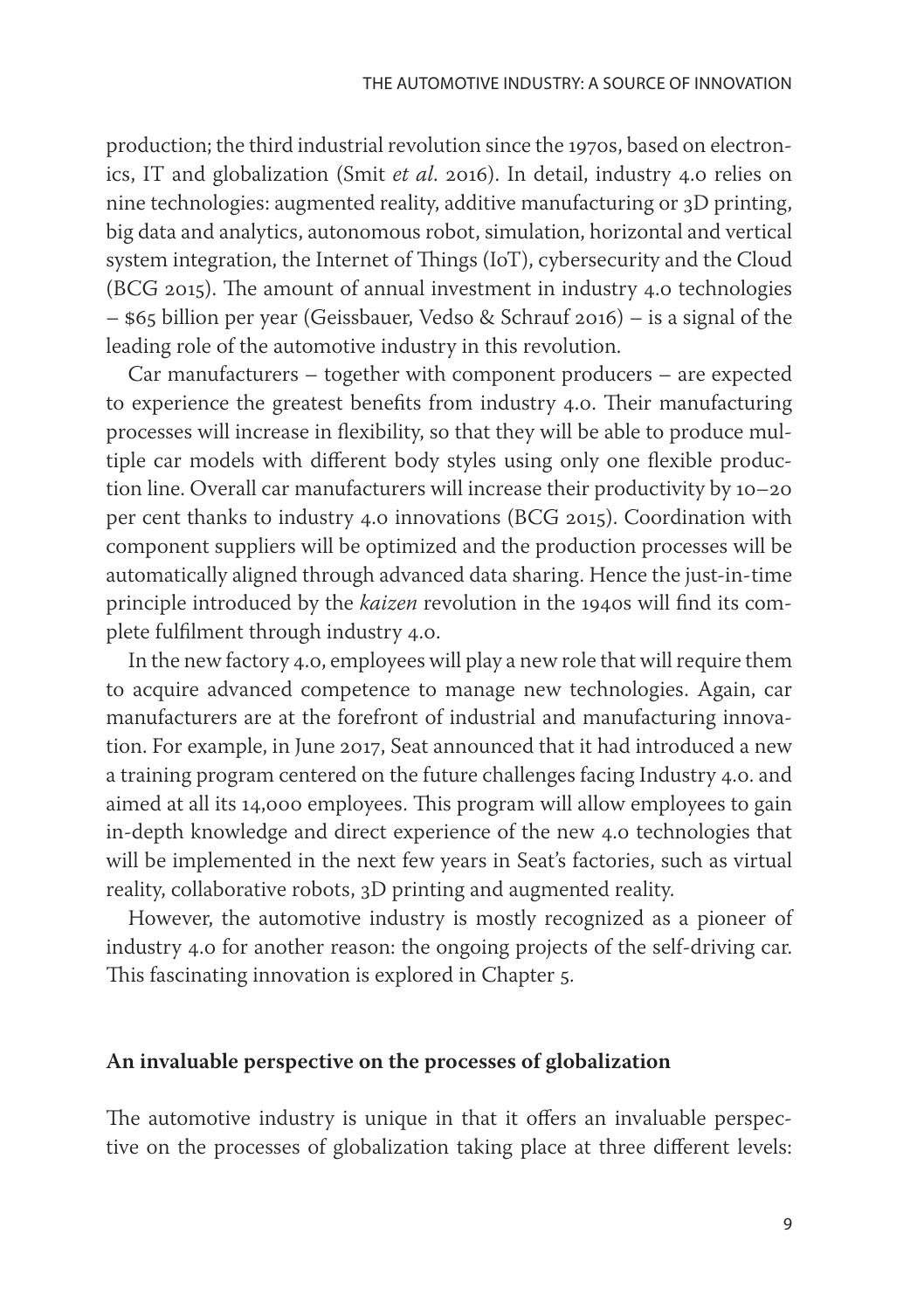production; the third industrial revolution since the 1970s, based on electronics, IT and globalization (Smit *et al.* 2016). In detail, industry 4.0 relies on nine technologies: augmented reality, additive manufacturing or 3D printing, big data and analytics, autonomous robot, simulation, horizontal and vertical system integration, the Internet of Things (IoT), cybersecurity and the Cloud (BCG 2015). The amount of annual investment in industry 4.0 technologies – $65 billion per year (Geissbauer, Vedso & Schrauf 2016) – is a signal of the leading role of the automotive industry in this revolution.

Car manufacturers – together with component producers – are expected to experience the greatest benefits from industry 4.0. Their manufacturing processes will increase in flexibility, so that they will be able to produce multiple car models with different body styles using only one flexible production line. Overall car manufacturers will increase their productivity by 10–20 per cent thanks to industry 4.0 innovations (BCG 2015). Coordination with component suppliers will be optimized and the production processes will be automatically aligned through advanced data sharing. Hence the just-in-time principle introduced by the *kaizen* revolution in the 1940s will find its complete fulfilment through industry 4.0.

In the new factory 4.0, employees will play a new role that will require them to acquire advanced competence to manage new technologies. Again, car manufacturers are at the forefront of industrial and manufacturing innovation. For example, in June 2017, Seat announced that it had introduced a new a training program centered on the future challenges facing Industry 4.0. and aimed at all its 14,000 employees. This program will allow employees to gain in-depth knowledge and direct experience of the new 4.0 technologies that will be implemented in the next few years in Seat's factories, such as virtual reality, collaborative robots, 3D printing and augmented reality.

However, the automotive industry is mostly recognized as a pioneer of industry 4.0 for another reason: the ongoing projects of the self-driving car. This fascinating innovation is explored in Chapter 5.

## An invaluable perspective on the processes of globalization

The automotive industry is unique in that it offers an invaluable perspective on the processes of globalization taking place at three different levels: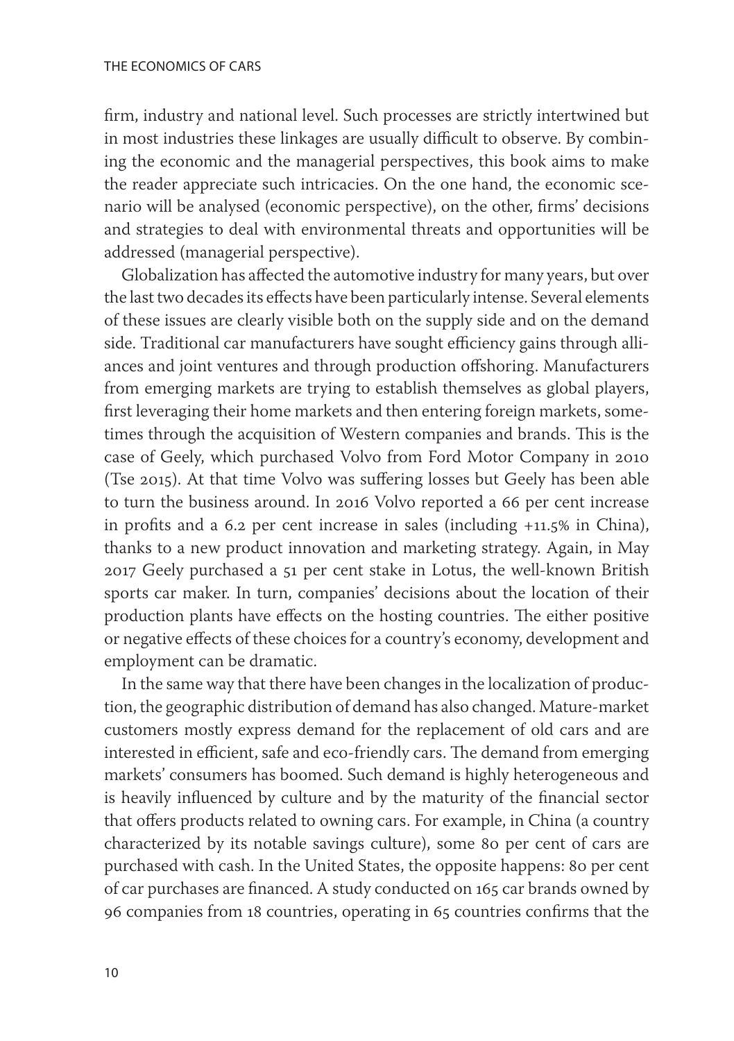firm, industry and national level. Such processes are strictly intertwined but in most industries these linkages are usually difficult to observe. By combining the economic and the managerial perspectives, this book aims to make the reader appreciate such intricacies. On the one hand, the economic scenario will be analysed (economic perspective), on the other, firms' decisions and strategies to deal with environmental threats and opportunities will be addressed (managerial perspective).

Globalization has affected the automotive industry for many years, but over the last two decades its effects have been particularly intense. Several elements of these issues are clearly visible both on the supply side and on the demand side. Traditional car manufacturers have sought efficiency gains through alliances and joint ventures and through production offshoring. Manufacturers from emerging markets are trying to establish themselves as global players, first leveraging their home markets and then entering foreign markets, sometimes through the acquisition of Western companies and brands. This is the case of Geely, which purchased Volvo from Ford Motor Company in 2010 (Tse 2015). At that time Volvo was suffering losses but Geely has been able to turn the business around. In 2016 Volvo reported a 66 per cent increase in profits and a 6.2 per cent increase in sales (including +11.5% in China), thanks to a new product innovation and marketing strategy. Again, in May 2017 Geely purchased a 51 per cent stake in Lotus, the well-known British sports car maker. In turn, companies' decisions about the location of their production plants have effects on the hosting countries. The either positive or negative effects of these choices for a country's economy, development and employment can be dramatic.

In the same way that there have been changes in the localization of production, the geographic distribution of demand has also changed. Mature-market customers mostly express demand for the replacement of old cars and are interested in efficient, safe and eco-friendly cars. The demand from emerging markets' consumers has boomed. Such demand is highly heterogeneous and is heavily influenced by culture and by the maturity of the financial sector that offers products related to owning cars. For example, in China (a country characterized by its notable savings culture), some 80 per cent of cars are purchased with cash. In the United States, the opposite happens: 80 per cent of car purchases are financed. A study conducted on 165 car brands owned by 96 companies from 18 countries, operating in 65 countries confirms that the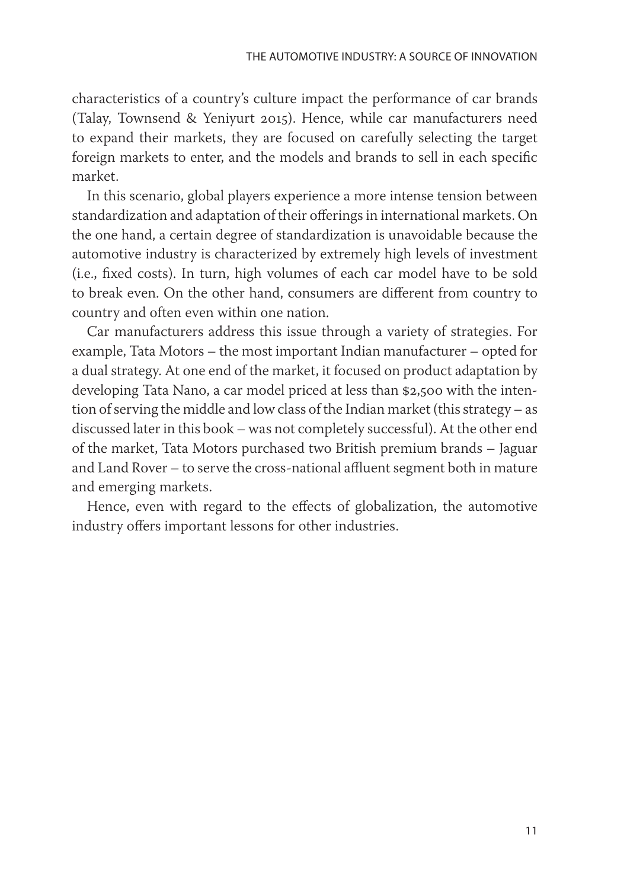characteristics of a country's culture impact the performance of car brands (Talay, Townsend & Yeniyurt 2015). Hence, while car manufacturers need to expand their markets, they are focused on carefully selecting the target foreign markets to enter, and the models and brands to sell in each specific market.

In this scenario, global players experience a more intense tension between standardization and adaptation of their offerings in international markets. On the one hand, a certain degree of standardization is unavoidable because the automotive industry is characterized by extremely high levels of investment (i.e., fixed costs). In turn, high volumes of each car model have to be sold to break even. On the other hand, consumers are different from country to country and often even within one nation.

Car manufacturers address this issue through a variety of strategies. For example, Tata Motors – the most important Indian manufacturer – opted for a dual strategy. At one end of the market, it focused on product adaptation by developing Tata Nano, a car model priced at less than $2,500 with the intention of serving the middle and low class of the Indian market (this strategy – as discussed later in this book – was not completely successful). At the other end of the market, Tata Motors purchased two British premium brands – Jaguar and Land Rover – to serve the cross-national affluent segment both in mature and emerging markets.

Hence, even with regard to the effects of globalization, the automotive industry offers important lessons for other industries.